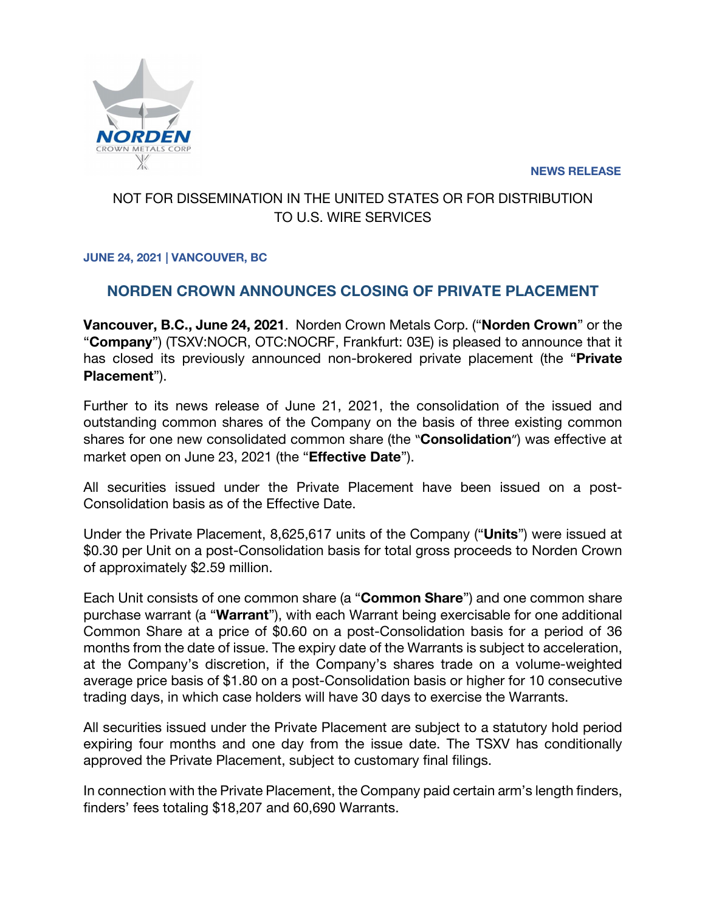NEWS RELEASE

NOT FOR DISSEMINATION IN THE UNITED STATES OR FOR DISTRIBUTION TO U.S. WIRE SERVICES

**JUNE 24, 2021 | VANCOUVER, BC**

# NORDEN CROWN ANNOUNCES CLOSING OF PRIVATE PLACEMENT

**Vancouver, B.C., June 24, 2021**. Norden Crown Metals Corp. ("**Norden Crown**" or the "**Company**") (TSXV:NOCR, OTC:NOCRF, Frankfurt: 03E) is pleased to announce that it has closed its previously announced non-brokered private placement (the "**Private Placement**").

Further to its news release of June 21, 2021, the consolidation of the issued and outstanding common shares of the Company on the basis of three existing common shares for one new consolidated common share (the "**Consolidation**") was effective at market open on June 23, 2021 (the "**Effective Date**").

All securities issued under the Private Placement have been issued on a post-Consolidation basis as of the Effective Date.

Under the Private Placement, 8,625,617 units of the Company ("**Units**") were issued at $0.30 per Unit on a post-Consolidation basis for total gross proceeds to Norden Crown of approximately $2.59 million.

Each Unit consists of one common share (a "**Common Share**") and one common share purchase warrant (a "**Warrant**"), with each Warrant being exercisable for one additional Common Share at a price of $0.60 on a post-Consolidation basis for a period of 36 months from the date of issue. The expiry date of the Warrants is subject to acceleration, at the Company's discretion, if the Company's shares trade on a volume-weighted average price basis of $1.80 on a post-Consolidation basis or higher for 10 consecutive trading days, in which case holders will have 30 days to exercise the Warrants.

All securities issued under the Private Placement are subject to a statutory hold period expiring four months and one day from the issue date. The TSXV has conditionally approved the Private Placement, subject to customary final filings.

In connection with the Private Placement, the Company paid certain arm's length finders, finders' fees totaling $18,207 and 60,690 Warrants.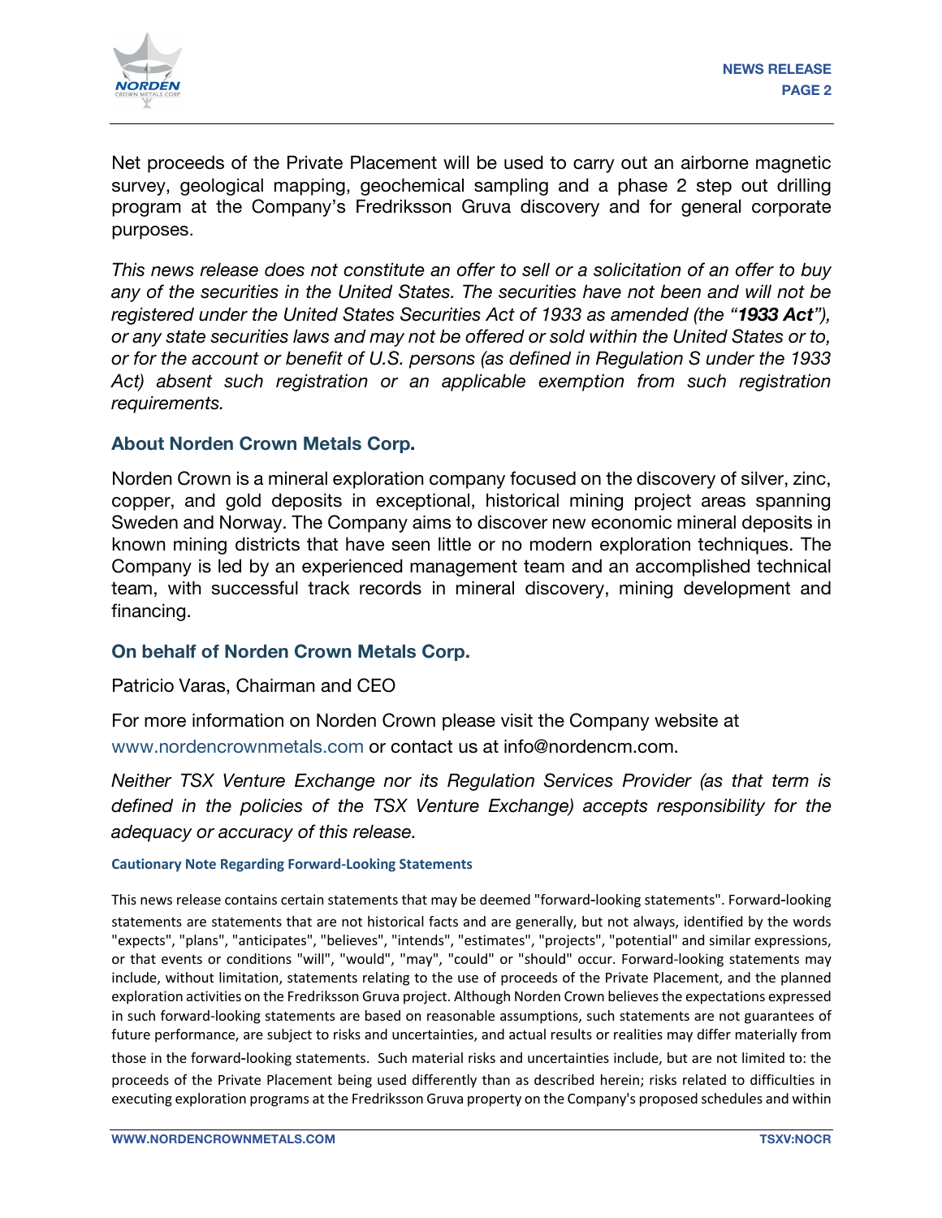Net proceeds of the Private Placement will be used to carry out an airborne magnetic survey, geological mapping, geochemical sampling and a phase 2 step out drilling program at the Company's Fredriksson Gruva discovery and for general corporate purposes.

*This news release does not constitute an offer to sell or a solicitation of an offer to buy any of the securities in the United States. The securities have not been and will not be registered under the United States Securities Act of 1933 as amended (the "**1933 Act**"), or any state securities laws and may not be offered or sold within the United States or to, or for the account or benefit of U.S. persons (as defined in Regulation S under the 1933 Act) absent such registration or an applicable exemption from such registration requirements.*

## About Norden Crown Metals Corp.

Norden Crown is a mineral exploration company focused on the discovery of silver, zinc, copper, and gold deposits in exceptional, historical mining project areas spanning Sweden and Norway. The Company aims to discover new economic mineral deposits in known mining districts that have seen little or no modern exploration techniques. The Company is led by an experienced management team and an accomplished technical team, with successful track records in mineral discovery, mining development and financing.

## On behalf of Norden Crown Metals Corp.

Patricio Varas, Chairman and CEO

For more information on Norden Crown please visit the Company website at www.nordencrownmetals.com or contact us at info@nordencm.com.

*Neither TSX Venture Exchange nor its Regulation Services Provider (as that term is defined in the policies of the TSX Venture Exchange) accepts responsibility for the adequacy or accuracy of this release.*

### Cautionary Note Regarding Forward-Looking Statements

This news release contains certain statements that may be deemed "forward-looking statements". Forward-looking statements are statements that are not historical facts and are generally, but not always, identified by the words "expects", "plans", "anticipates", "believes", "intends", "estimates", "projects", "potential" and similar expressions, or that events or conditions "will", "would", "may", "could" or "should" occur. Forward-looking statements may include, without limitation, statements relating to the use of proceeds of the Private Placement, and the planned exploration activities on the Fredriksson Gruva project. Although Norden Crown believes the expectations expressed in such forward-looking statements are based on reasonable assumptions, such statements are not guarantees of future performance, are subject to risks and uncertainties, and actual results or realities may differ materially from those in the forward-looking statements. Such material risks and uncertainties include, but are not limited to: the proceeds of the Private Placement being used differently than as described herein; risks related to difficulties in executing exploration programs at the Fredriksson Gruva property on the Company's proposed schedules and within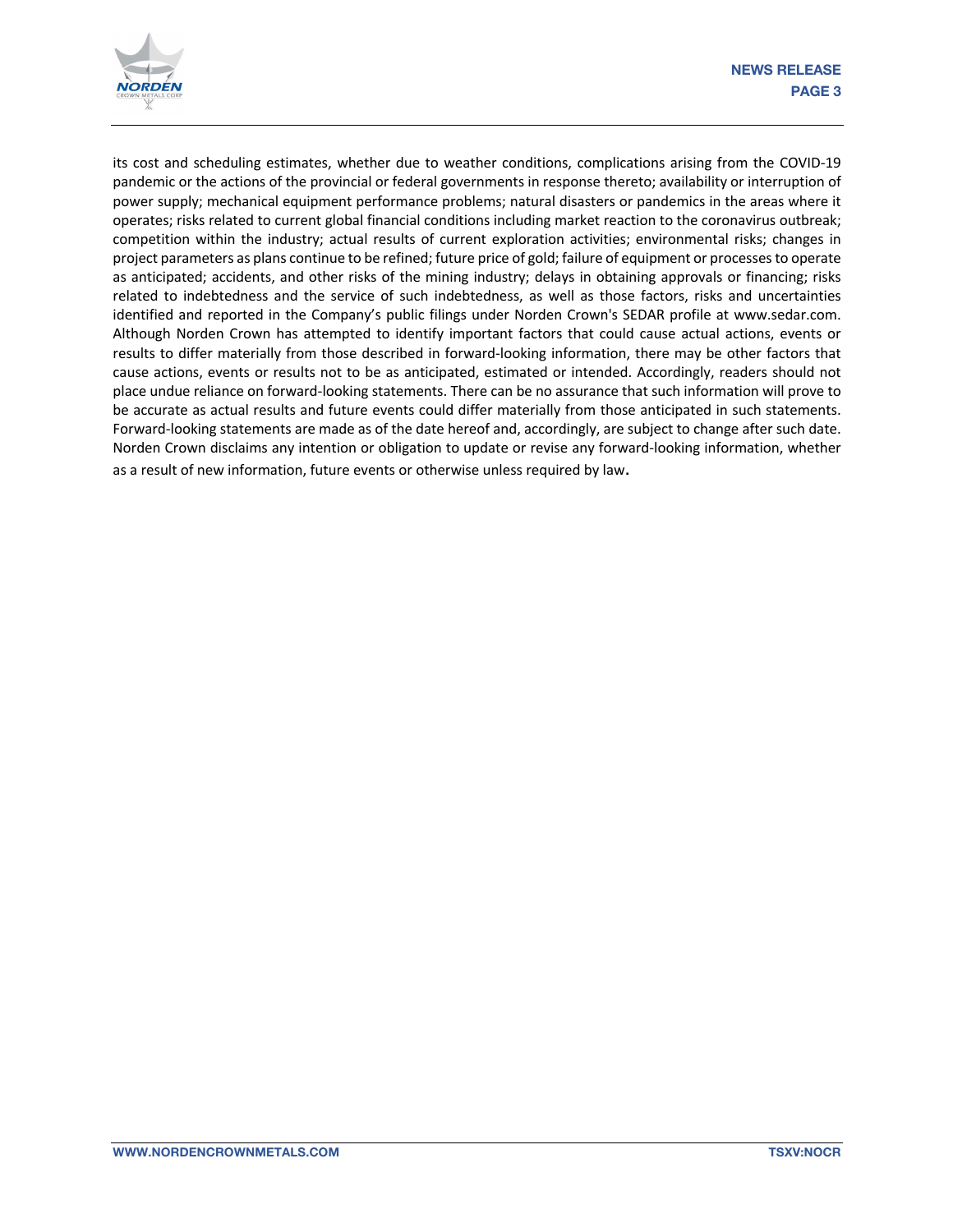its cost and scheduling estimates, whether due to weather conditions, complications arising from the COVID-19 pandemic or the actions of the provincial or federal governments in response thereto; availability or interruption of power supply; mechanical equipment performance problems; natural disasters or pandemics in the areas where it operates; risks related to current global financial conditions including market reaction to the coronavirus outbreak; competition within the industry; actual results of current exploration activities; environmental risks; changes in project parameters as plans continue to be refined; future price of gold; failure of equipment or processes to operate as anticipated; accidents, and other risks of the mining industry; delays in obtaining approvals or financing; risks related to indebtedness and the service of such indebtedness, as well as those factors, risks and uncertainties identified and reported in the Company's public filings under Norden Crown's SEDAR profile at www.sedar.com. Although Norden Crown has attempted to identify important factors that could cause actual actions, events or results to differ materially from those described in forward-looking information, there may be other factors that cause actions, events or results not to be as anticipated, estimated or intended. Accordingly, readers should not place undue reliance on forward-looking statements. There can be no assurance that such information will prove to be accurate as actual results and future events could differ materially from those anticipated in such statements. Forward-looking statements are made as of the date hereof and, accordingly, are subject to change after such date. Norden Crown disclaims any intention or obligation to update or revise any forward-looking information, whether as a result of new information, future events or otherwise unless required by law.